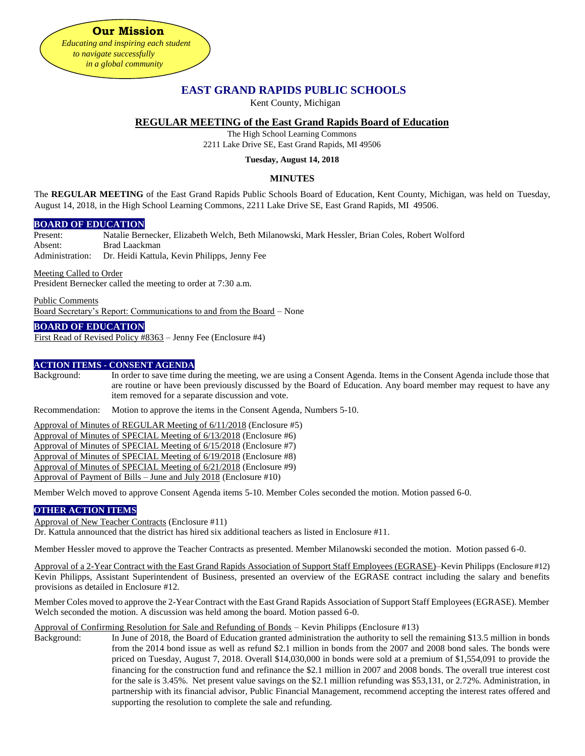**Our Mission**

*Educating and inspiring each student to navigate successfully in a global community*

# EAST GRAND RAPIDS PUBLIC SCHOOLS

Kent County, Michigan

## REGULAR MEETING of the East Grand Rapids Board of Education

The High School Learning Commons
2211 Lake Drive SE, East Grand Rapids, MI 49506

**Tuesday, August 14, 2018**

**MINUTES**

The **REGULAR MEETING** of the East Grand Rapids Public Schools Board of Education, Kent County, Michigan, was held on Tuesday, August 14, 2018, in the High School Learning Commons, 2211 Lake Drive SE, East Grand Rapids, MI 49506.

### BOARD OF EDUCATION

Present: Natalie Bernecker, Elizabeth Welch, Beth Milanowski, Mark Hessler, Brian Coles, Robert Wolford
Absent: Brad Laackman
Administration: Dr. Heidi Kattula, Kevin Philipps, Jenny Fee

Meeting Called to Order
President Bernecker called the meeting to order at 7:30 a.m.

Public Comments
Board Secretary's Report: Communications to and from the Board – None

### BOARD OF EDUCATION

First Read of Revised Policy #8363 – Jenny Fee (Enclosure #4)

### ACTION ITEMS - CONSENT AGENDA

Background: In order to save time during the meeting, we are using a Consent Agenda. Items in the Consent Agenda include those that are routine or have been previously discussed by the Board of Education. Any board member may request to have any item removed for a separate discussion and vote.

Recommendation: Motion to approve the items in the Consent Agenda, Numbers 5-10.

Approval of Minutes of REGULAR Meeting of 6/11/2018 (Enclosure #5)
Approval of Minutes of SPECIAL Meeting of 6/13/2018 (Enclosure #6)
Approval of Minutes of SPECIAL Meeting of 6/15/2018 (Enclosure #7)
Approval of Minutes of SPECIAL Meeting of 6/19/2018 (Enclosure #8)
Approval of Minutes of SPECIAL Meeting of 6/21/2018 (Enclosure #9)
Approval of Payment of Bills – June and July 2018 (Enclosure #10)

Member Welch moved to approve Consent Agenda items 5-10. Member Coles seconded the motion. Motion passed 6-0.

### OTHER ACTION ITEMS

Approval of New Teacher Contracts (Enclosure #11)
Dr. Kattula announced that the district has hired six additional teachers as listed in Enclosure #11.

Member Hessler moved to approve the Teacher Contracts as presented. Member Milanowski seconded the motion. Motion passed 6-0.

Approval of a 2-Year Contract with the East Grand Rapids Association of Support Staff Employees (EGRASE)–Kevin Philipps (Enclosure #12)
Kevin Philipps, Assistant Superintendent of Business, presented an overview of the EGRASE contract including the salary and benefits provisions as detailed in Enclosure #12.

Member Coles moved to approve the 2-Year Contract with the East Grand Rapids Association of Support Staff Employees (EGRASE). Member Welch seconded the motion. A discussion was held among the board. Motion passed 6-0.

Approval of Confirming Resolution for Sale and Refunding of Bonds – Kevin Philipps (Enclosure #13)

Background: In June of 2018, the Board of Education granted administration the authority to sell the remaining $13.5 million in bonds from the 2014 bond issue as well as refund $2.1 million in bonds from the 2007 and 2008 bond sales. The bonds were priced on Tuesday, August 7, 2018. Overall $14,030,000 in bonds were sold at a premium of $1,554,091 to provide the financing for the construction fund and refinance the $2.1 million in 2007 and 2008 bonds. The overall true interest cost for the sale is 3.45%. Net present value savings on the $2.1 million refunding was $53,131, or 2.72%. Administration, in partnership with its financial advisor, Public Financial Management, recommend accepting the interest rates offered and supporting the resolution to complete the sale and refunding.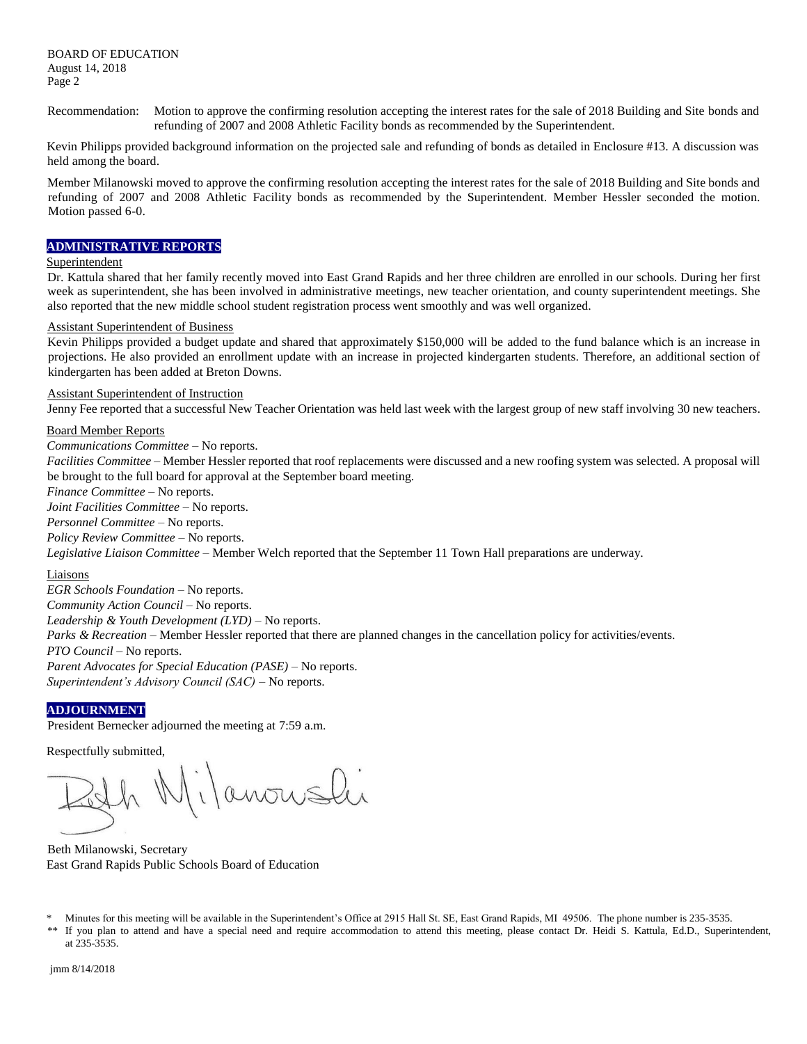Recommendation: Motion to approve the confirming resolution accepting the interest rates for the sale of 2018 Building and Site bonds and refunding of 2007 and 2008 Athletic Facility bonds as recommended by the Superintendent.

Kevin Philipps provided background information on the projected sale and refunding of bonds as detailed in Enclosure #13. A discussion was held among the board.

Member Milanowski moved to approve the confirming resolution accepting the interest rates for the sale of 2018 Building and Site bonds and refunding of 2007 and 2008 Athletic Facility bonds as recommended by the Superintendent. Member Hessler seconded the motion. Motion passed 6-0.

## ADMINISTRATIVE REPORTS

Superintendent

Dr. Kattula shared that her family recently moved into East Grand Rapids and her three children are enrolled in our schools. During her first week as superintendent, she has been involved in administrative meetings, new teacher orientation, and county superintendent meetings. She also reported that the new middle school student registration process went smoothly and was well organized.

Assistant Superintendent of Business

Kevin Philipps provided a budget update and shared that approximately $150,000 will be added to the fund balance which is an increase in projections. He also provided an enrollment update with an increase in projected kindergarten students. Therefore, an additional section of kindergarten has been added at Breton Downs.

Assistant Superintendent of Instruction

Jenny Fee reported that a successful New Teacher Orientation was held last week with the largest group of new staff involving 30 new teachers.

Board Member Reports

*Communications Committee* – No reports.

*Facilities Committee* – Member Hessler reported that roof replacements were discussed and a new roofing system was selected. A proposal will be brought to the full board for approval at the September board meeting.

*Finance Committee* – No reports.

*Joint Facilities Committee* – No reports.

*Personnel Committee* – No reports.

*Policy Review Committee* – No reports.

*Legislative Liaison Committee* – Member Welch reported that the September 11 Town Hall preparations are underway.

Liaisons

*EGR Schools Foundation* – No reports.

*Community Action Council* – No reports.

*Leadership & Youth Development (LYD)* – No reports.

*Parks & Recreation* – Member Hessler reported that there are planned changes in the cancellation policy for activities/events.

*PTO Council* – No reports.

*Parent Advocates for Special Education (PASE)* – No reports.

*Superintendent's Advisory Council (SAC)* – No reports.

## ADJOURNMENT

President Bernecker adjourned the meeting at 7:59 a.m.

Respectfully submitted,

Beth Milanowski

Beth Milanowski, Secretary
East Grand Rapids Public Schools Board of Education

\* Minutes for this meeting will be available in the Superintendent's Office at 2915 Hall St. SE, East Grand Rapids, MI 49506. The phone number is 235-3535.

\*\* If you plan to attend and have a special need and require accommodation to attend this meeting, please contact Dr. Heidi S. Kattula, Ed.D., Superintendent, at 235-3535.

jmm 8/14/2018